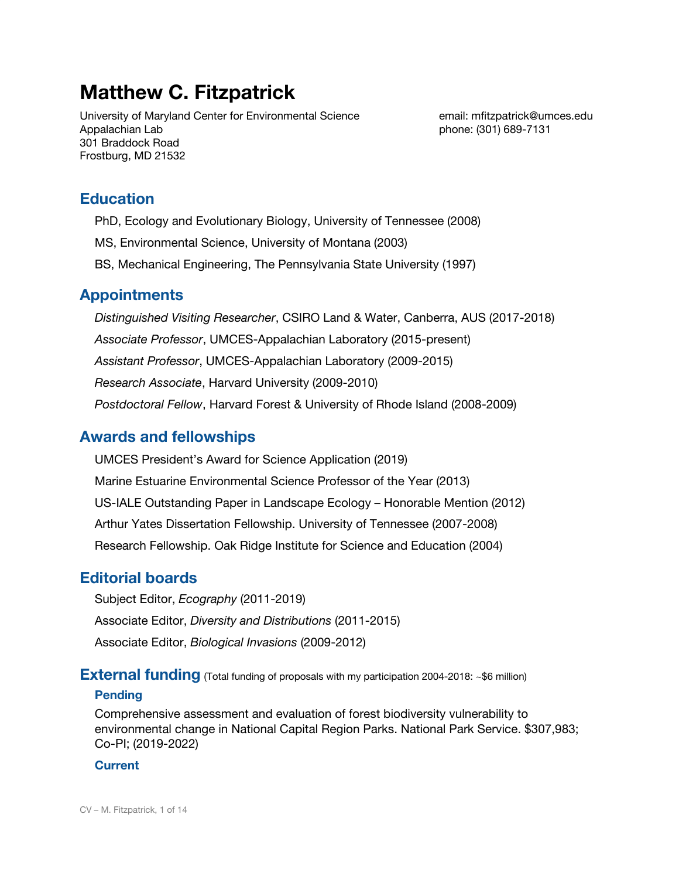# Matthew C. Fitzpatrick

University of Maryland Center for Environmental Science
Appalachian Lab
301 Braddock Road
Frostburg, MD 21532

email: mfitzpatrick@umces.edu
phone: (301) 689-7131

## Education

PhD, Ecology and Evolutionary Biology, University of Tennessee (2008)

MS, Environmental Science, University of Montana (2003)

BS, Mechanical Engineering, The Pennsylvania State University (1997)

## Appointments

*Distinguished Visiting Researcher*, CSIRO Land & Water, Canberra, AUS (2017-2018)

*Associate Professor*, UMCES-Appalachian Laboratory (2015-present)

*Assistant Professor*, UMCES-Appalachian Laboratory (2009-2015)

*Research Associate*, Harvard University (2009-2010)

*Postdoctoral Fellow*, Harvard Forest & University of Rhode Island (2008-2009)

## Awards and fellowships

UMCES President's Award for Science Application (2019)

Marine Estuarine Environmental Science Professor of the Year (2013)

US-IALE Outstanding Paper in Landscape Ecology – Honorable Mention (2012)

Arthur Yates Dissertation Fellowship. University of Tennessee (2007-2008)

Research Fellowship. Oak Ridge Institute for Science and Education (2004)

## Editorial boards

Subject Editor, *Ecography* (2011-2019)

Associate Editor, *Diversity and Distributions* (2011-2015)

Associate Editor, *Biological Invasions* (2009-2012)

## External funding (Total funding of proposals with my participation 2004-2018: ~$6 million)

### Pending

Comprehensive assessment and evaluation of forest biodiversity vulnerability to environmental change in National Capital Region Parks. National Park Service. $307,983; Co-PI; (2019-2022)

### Current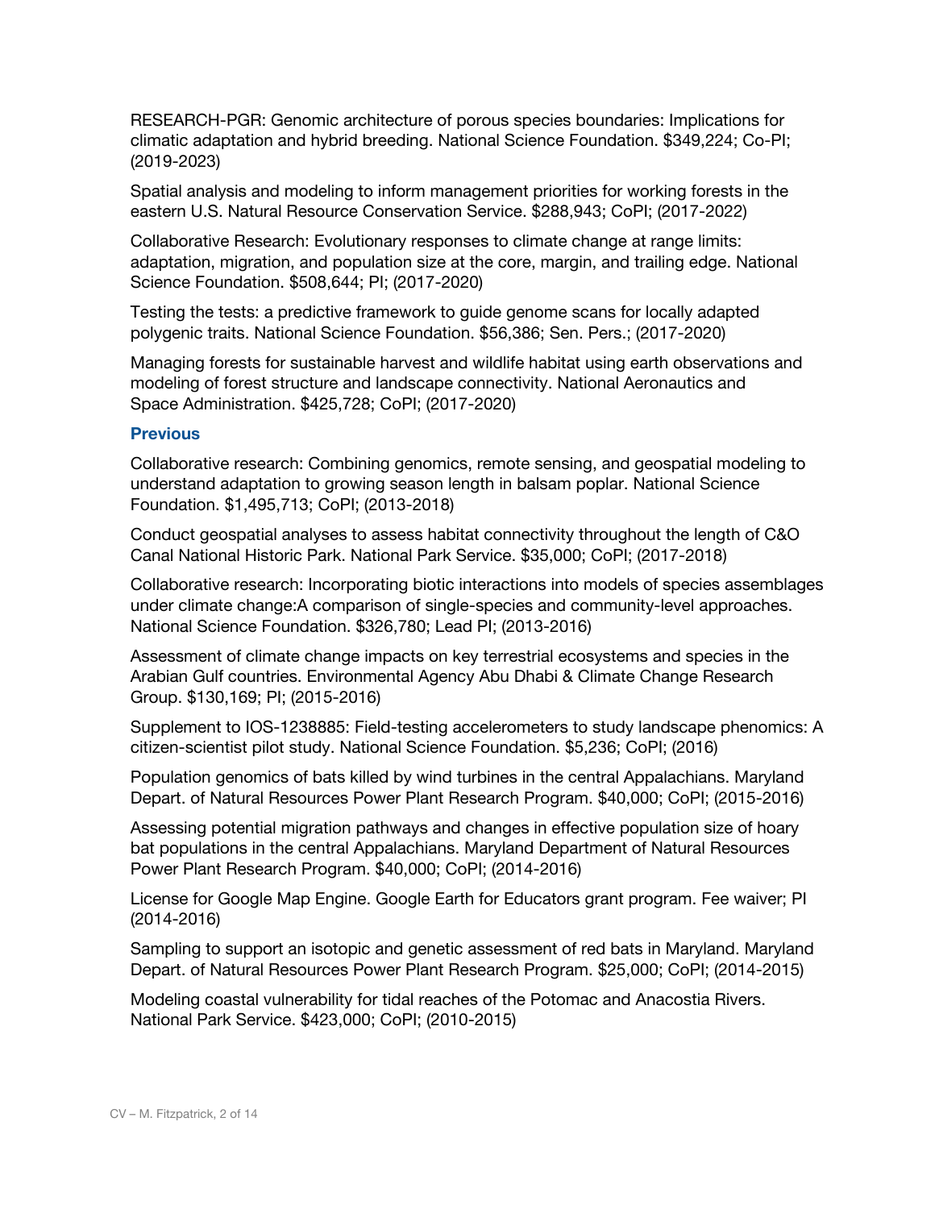RESEARCH-PGR: Genomic architecture of porous species boundaries: Implications for climatic adaptation and hybrid breeding. National Science Foundation. $349,224; Co-PI; (2019-2023)

Spatial analysis and modeling to inform management priorities for working forests in the eastern U.S. Natural Resource Conservation Service. $288,943; CoPI; (2017-2022)

Collaborative Research: Evolutionary responses to climate change at range limits: adaptation, migration, and population size at the core, margin, and trailing edge. National Science Foundation. $508,644; PI; (2017-2020)

Testing the tests: a predictive framework to guide genome scans for locally adapted polygenic traits. National Science Foundation. $56,386; Sen. Pers.; (2017-2020)

Managing forests for sustainable harvest and wildlife habitat using earth observations and modeling of forest structure and landscape connectivity. National Aeronautics and Space Administration. $425,728; CoPI; (2017-2020)

### Previous

Collaborative research: Combining genomics, remote sensing, and geospatial modeling to understand adaptation to growing season length in balsam poplar. National Science Foundation. $1,495,713; CoPI; (2013-2018)

Conduct geospatial analyses to assess habitat connectivity throughout the length of C&O Canal National Historic Park. National Park Service. $35,000; CoPI; (2017-2018)

Collaborative research: Incorporating biotic interactions into models of species assemblages under climate change:A comparison of single-species and community-level approaches. National Science Foundation. $326,780; Lead PI; (2013-2016)

Assessment of climate change impacts on key terrestrial ecosystems and species in the Arabian Gulf countries. Environmental Agency Abu Dhabi & Climate Change Research Group. $130,169; PI; (2015-2016)

Supplement to IOS-1238885: Field-testing accelerometers to study landscape phenomics: A citizen-scientist pilot study. National Science Foundation. $5,236; CoPI; (2016)

Population genomics of bats killed by wind turbines in the central Appalachians. Maryland Depart. of Natural Resources Power Plant Research Program. $40,000; CoPI; (2015-2016)

Assessing potential migration pathways and changes in effective population size of hoary bat populations in the central Appalachians. Maryland Department of Natural Resources Power Plant Research Program. $40,000; CoPI; (2014-2016)

License for Google Map Engine. Google Earth for Educators grant program. Fee waiver; PI (2014-2016)

Sampling to support an isotopic and genetic assessment of red bats in Maryland. Maryland Depart. of Natural Resources Power Plant Research Program. $25,000; CoPI; (2014-2015)

Modeling coastal vulnerability for tidal reaches of the Potomac and Anacostia Rivers. National Park Service. $423,000; CoPI; (2010-2015)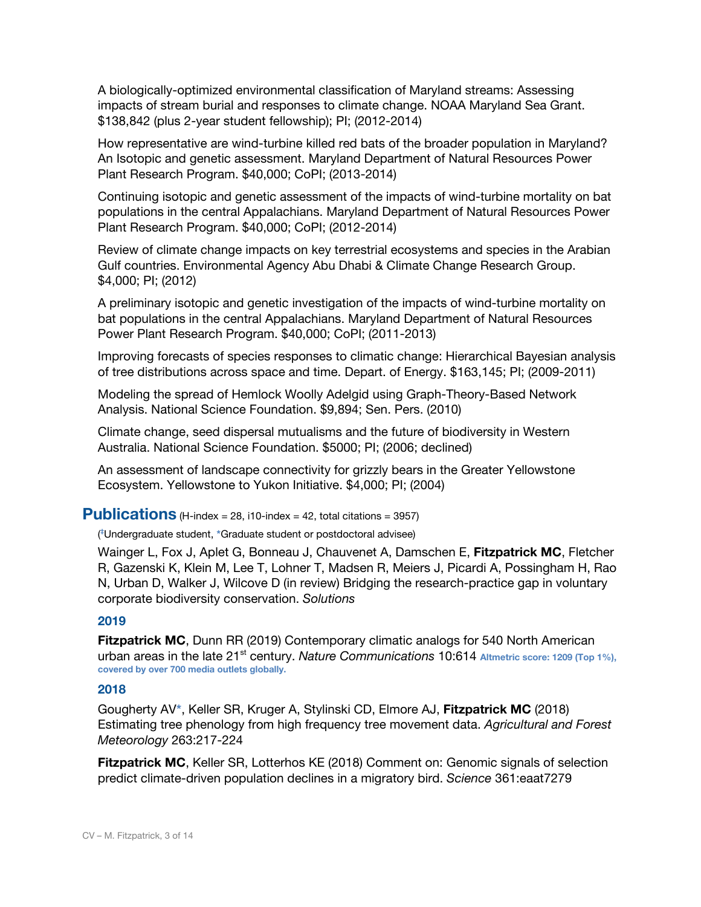A biologically-optimized environmental classification of Maryland streams: Assessing impacts of stream burial and responses to climate change. NOAA Maryland Sea Grant. $138,842 (plus 2-year student fellowship); PI; (2012-2014)

How representative are wind-turbine killed red bats of the broader population in Maryland? An Isotopic and genetic assessment. Maryland Department of Natural Resources Power Plant Research Program. $40,000; CoPI; (2013-2014)

Continuing isotopic and genetic assessment of the impacts of wind-turbine mortality on bat populations in the central Appalachians. Maryland Department of Natural Resources Power Plant Research Program. $40,000; CoPI; (2012-2014)

Review of climate change impacts on key terrestrial ecosystems and species in the Arabian Gulf countries. Environmental Agency Abu Dhabi & Climate Change Research Group. $4,000; PI; (2012)

A preliminary isotopic and genetic investigation of the impacts of wind-turbine mortality on bat populations in the central Appalachians. Maryland Department of Natural Resources Power Plant Research Program. $40,000; CoPI; (2011-2013)

Improving forecasts of species responses to climatic change: Hierarchical Bayesian analysis of tree distributions across space and time. Depart. of Energy. $163,145; PI; (2009-2011)

Modeling the spread of Hemlock Woolly Adelgid using Graph-Theory-Based Network Analysis. National Science Foundation. $9,894; Sen. Pers. (2010)

Climate change, seed dispersal mutualisms and the future of biodiversity in Western Australia. National Science Foundation. $5000; PI; (2006; declined)

An assessment of landscape connectivity for grizzly bears in the Greater Yellowstone Ecosystem. Yellowstone to Yukon Initiative. $4,000; PI; (2004)

## Publications (H-index = 28, i10-index = 42, total citations = 3957)

(‡Undergraduate student, *Graduate student or postdoctoral advisee)

Wainger L, Fox J, Aplet G, Bonneau J, Chauvenet A, Damschen E, **Fitzpatrick MC**, Fletcher R, Gazenski K, Klein M, Lee T, Lohner T, Madsen R, Meiers J, Picardi A, Possingham H, Rao N, Urban D, Walker J, Wilcove D (in review) Bridging the research-practice gap in voluntary corporate biodiversity conservation. *Solutions*

### 2019

**Fitzpatrick MC**, Dunn RR (2019) Contemporary climatic analogs for 540 North American urban areas in the late 21st century. *Nature Communications* 10:614 **Altmetric score: 1209 (Top 1%), covered by over 700 media outlets globally.**

### 2018

Gougherty AV*, Keller SR, Kruger A, Stylinski CD, Elmore AJ, **Fitzpatrick MC** (2018) Estimating tree phenology from high frequency tree movement data. *Agricultural and Forest Meteorology* 263:217-224

**Fitzpatrick MC**, Keller SR, Lotterhos KE (2018) Comment on: Genomic signals of selection predict climate-driven population declines in a migratory bird. *Science* 361:eaat7279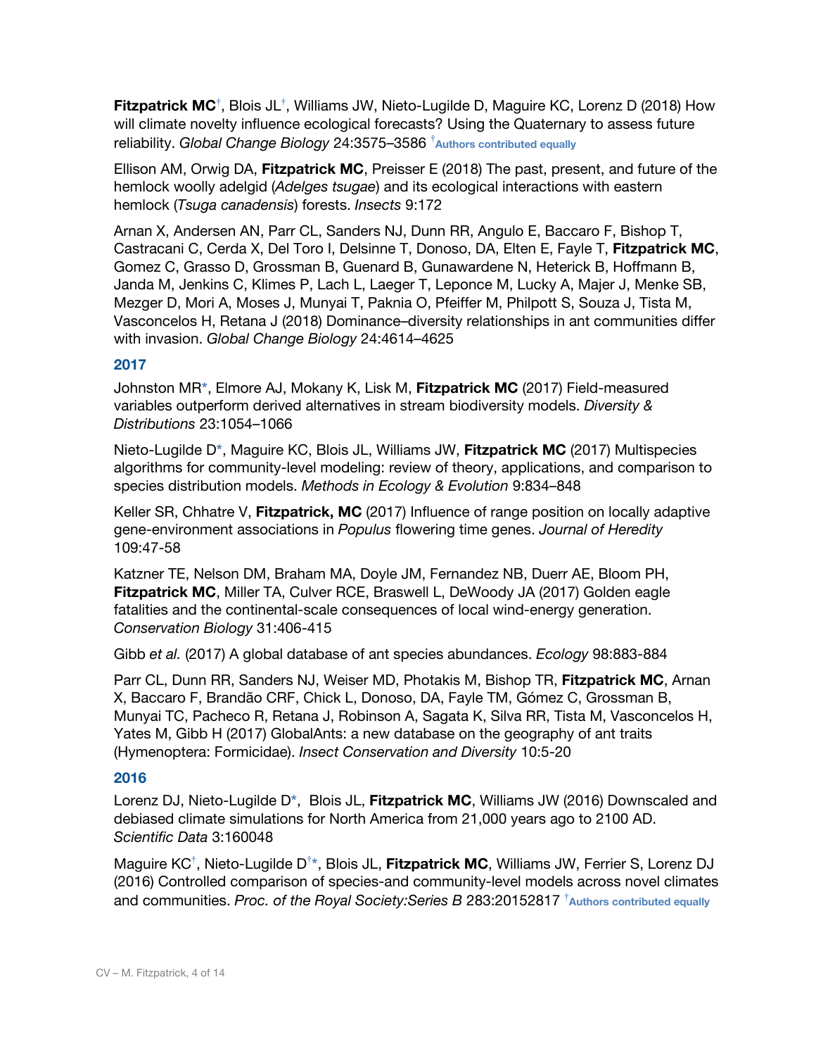**Fitzpatrick MC**[†], Blois JL[†], Williams JW, Nieto-Lugilde D, Maguire KC, Lorenz D (2018) How will climate novelty influence ecological forecasts? Using the Quaternary to assess future reliability. *Global Change Biology* 24:3575–3586 [†]Authors contributed equally

Ellison AM, Orwig DA, **Fitzpatrick MC**, Preisser E (2018) The past, present, and future of the hemlock woolly adelgid (*Adelges tsugae*) and its ecological interactions with eastern hemlock (*Tsuga canadensis*) forests. *Insects* 9:172

Arnan X, Andersen AN, Parr CL, Sanders NJ, Dunn RR, Angulo E, Baccaro F, Bishop T, Castracani C, Cerda X, Del Toro I, Delsinne T, Donoso, DA, Elten E, Fayle T, **Fitzpatrick MC**, Gomez C, Grasso D, Grossman B, Guenard B, Gunawardene N, Heterick B, Hoffmann B, Janda M, Jenkins C, Klimes P, Lach L, Laeger T, Leponce M, Lucky A, Majer J, Menke SB, Mezger D, Mori A, Moses J, Munyai T, Paknia O, Pfeiffer M, Philpott S, Souza J, Tista M, Vasconcelos H, Retana J (2018) Dominance–diversity relationships in ant communities differ with invasion. *Global Change Biology* 24:4614–4625

## 2017

Johnston MR*, Elmore AJ, Mokany K, Lisk M, **Fitzpatrick MC** (2017) Field-measured variables outperform derived alternatives in stream biodiversity models. *Diversity & Distributions* 23:1054–1066

Nieto-Lugilde D*, Maguire KC, Blois JL, Williams JW, **Fitzpatrick MC** (2017) Multispecies algorithms for community-level modeling: review of theory, applications, and comparison to species distribution models. *Methods in Ecology & Evolution* 9:834–848

Keller SR, Chhatre V, **Fitzpatrick, MC** (2017) Influence of range position on locally adaptive gene-environment associations in *Populus* flowering time genes. *Journal of Heredity* 109:47-58

Katzner TE, Nelson DM, Braham MA, Doyle JM, Fernandez NB, Duerr AE, Bloom PH, **Fitzpatrick MC**, Miller TA, Culver RCE, Braswell L, DeWoody JA (2017) Golden eagle fatalities and the continental-scale consequences of local wind-energy generation. *Conservation Biology* 31:406-415

Gibb *et al.* (2017) A global database of ant species abundances. *Ecology* 98:883-884

Parr CL, Dunn RR, Sanders NJ, Weiser MD, Photakis M, Bishop TR, **Fitzpatrick MC**, Arnan X, Baccaro F, Brandão CRF, Chick L, Donoso, DA, Fayle TM, Gómez C, Grossman B, Munyai TC, Pacheco R, Retana J, Robinson A, Sagata K, Silva RR, Tista M, Vasconcelos H, Yates M, Gibb H (2017) GlobalAnts: a new database on the geography of ant traits (Hymenoptera: Formicidae). *Insect Conservation and Diversity* 10:5-20

## 2016

Lorenz DJ, Nieto-Lugilde D*, Blois JL, **Fitzpatrick MC**, Williams JW (2016) Downscaled and debiased climate simulations for North America from 21,000 years ago to 2100 AD. *Scientific Data* 3:160048

Maguire KC[†], Nieto-Lugilde D[†]*, Blois JL, **Fitzpatrick MC**, Williams JW, Ferrier S, Lorenz DJ (2016) Controlled comparison of species-and community-level models across novel climates and communities. *Proc. of the Royal Society:Series B* 283:20152817 [†]Authors contributed equally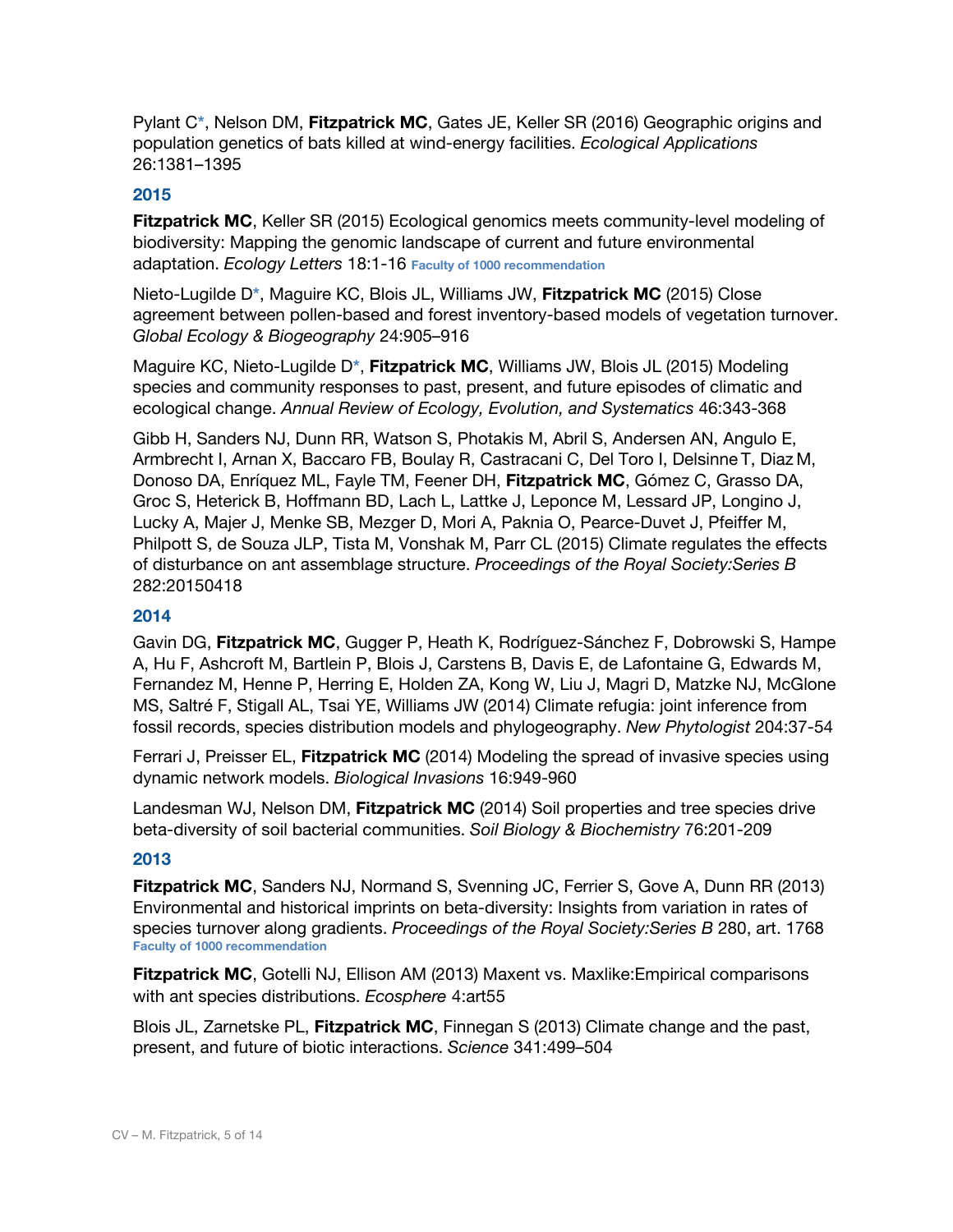Pylant C*, Nelson DM, **Fitzpatrick MC**, Gates JE, Keller SR (2016) Geographic origins and population genetics of bats killed at wind-energy facilities. *Ecological Applications* 26:1381–1395

### 2015

**Fitzpatrick MC**, Keller SR (2015) Ecological genomics meets community-level modeling of biodiversity: Mapping the genomic landscape of current and future environmental adaptation. *Ecology Letters* 18:1-16 **Faculty of 1000 recommendation**

Nieto-Lugilde D*, Maguire KC, Blois JL, Williams JW, **Fitzpatrick MC** (2015) Close agreement between pollen-based and forest inventory-based models of vegetation turnover. *Global Ecology & Biogeography* 24:905–916

Maguire KC, Nieto-Lugilde D*, **Fitzpatrick MC**, Williams JW, Blois JL (2015) Modeling species and community responses to past, present, and future episodes of climatic and ecological change. *Annual Review of Ecology, Evolution, and Systematics* 46:343-368

Gibb H, Sanders NJ, Dunn RR, Watson S, Photakis M, Abril S, Andersen AN, Angulo E, Armbrecht I, Arnan X, Baccaro FB, Boulay R, Castracani C, Del Toro I, Delsinne T, Diaz M, Donoso DA, Enríquez ML, Fayle TM, Feener DH, **Fitzpatrick MC**, Gómez C, Grasso DA, Groc S, Heterick B, Hoffmann BD, Lach L, Lattke J, Leponce M, Lessard JP, Longino J, Lucky A, Majer J, Menke SB, Mezger D, Mori A, Paknia O, Pearce-Duvet J, Pfeiffer M, Philpott S, de Souza JLP, Tista M, Vonshak M, Parr CL (2015) Climate regulates the effects of disturbance on ant assemblage structure. *Proceedings of the Royal Society:Series B* 282:20150418

### 2014

Gavin DG, **Fitzpatrick MC**, Gugger P, Heath K, Rodríguez-Sánchez F, Dobrowski S, Hampe A, Hu F, Ashcroft M, Bartlein P, Blois J, Carstens B, Davis E, de Lafontaine G, Edwards M, Fernandez M, Henne P, Herring E, Holden ZA, Kong W, Liu J, Magri D, Matzke NJ, McGlone MS, Saltré F, Stigall AL, Tsai YE, Williams JW (2014) Climate refugia: joint inference from fossil records, species distribution models and phylogeography. *New Phytologist* 204:37-54

Ferrari J, Preisser EL, **Fitzpatrick MC** (2014) Modeling the spread of invasive species using dynamic network models. *Biological Invasions* 16:949-960

Landesman WJ, Nelson DM, **Fitzpatrick MC** (2014) Soil properties and tree species drive beta-diversity of soil bacterial communities. *Soil Biology & Biochemistry* 76:201-209

### 2013

**Fitzpatrick MC**, Sanders NJ, Normand S, Svenning JC, Ferrier S, Gove A, Dunn RR (2013) Environmental and historical imprints on beta-diversity: Insights from variation in rates of species turnover along gradients. *Proceedings of the Royal Society:Series B* 280, art. 1768 **Faculty of 1000 recommendation**

**Fitzpatrick MC**, Gotelli NJ, Ellison AM (2013) Maxent vs. Maxlike:Empirical comparisons with ant species distributions. *Ecosphere* 4:art55

Blois JL, Zarnetske PL, **Fitzpatrick MC**, Finnegan S (2013) Climate change and the past, present, and future of biotic interactions. *Science* 341:499–504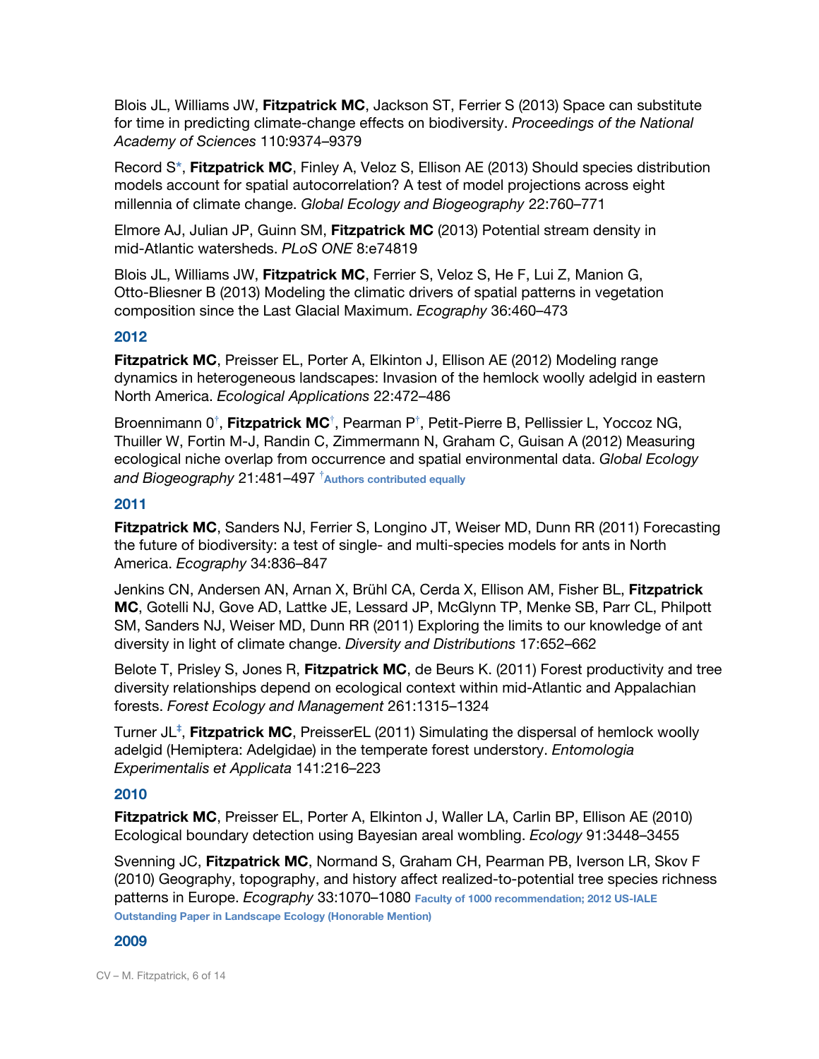Blois JL, Williams JW, **Fitzpatrick MC**, Jackson ST, Ferrier S (2013) Space can substitute for time in predicting climate-change effects on biodiversity. *Proceedings of the National Academy of Sciences* 110:9374–9379

Record S*, **Fitzpatrick MC**, Finley A, Veloz S, Ellison AE (2013) Should species distribution models account for spatial autocorrelation? A test of model projections across eight millennia of climate change. *Global Ecology and Biogeography* 22:760–771

Elmore AJ, Julian JP, Guinn SM, **Fitzpatrick MC** (2013) Potential stream density in mid-Atlantic watersheds. *PLoS ONE* 8:e74819

Blois JL, Williams JW, **Fitzpatrick MC**, Ferrier S, Veloz S, He F, Lui Z, Manion G, Otto-Bliesner B (2013) Modeling the climatic drivers of spatial patterns in vegetation composition since the Last Glacial Maximum. *Ecography* 36:460–473

### 2012

**Fitzpatrick MC**, Preisser EL, Porter A, Elkinton J, Ellison AE (2012) Modeling range dynamics in heterogeneous landscapes: Invasion of the hemlock woolly adelgid in eastern North America. *Ecological Applications* 22:472–486

Broennimann 0[†], **Fitzpatrick MC**[†], Pearman P[†], Petit-Pierre B, Pellissier L, Yoccoz NG, Thuiller W, Fortin M-J, Randin C, Zimmermann N, Graham C, Guisan A (2012) Measuring ecological niche overlap from occurrence and spatial environmental data. *Global Ecology and Biogeography* 21:481–497 [†]Authors contributed equally

### 2011

**Fitzpatrick MC**, Sanders NJ, Ferrier S, Longino JT, Weiser MD, Dunn RR (2011) Forecasting the future of biodiversity: a test of single- and multi-species models for ants in North America. *Ecography* 34:836–847

Jenkins CN, Andersen AN, Arnan X, Brühl CA, Cerda X, Ellison AM, Fisher BL, **Fitzpatrick MC**, Gotelli NJ, Gove AD, Lattke JE, Lessard JP, McGlynn TP, Menke SB, Parr CL, Philpott SM, Sanders NJ, Weiser MD, Dunn RR (2011) Exploring the limits to our knowledge of ant diversity in light of climate change. *Diversity and Distributions* 17:652–662

Belote T, Prisley S, Jones R, **Fitzpatrick MC**, de Beurs K. (2011) Forest productivity and tree diversity relationships depend on ecological context within mid-Atlantic and Appalachian forests. *Forest Ecology and Management* 261:1315–1324

Turner JL[‡], **Fitzpatrick MC**, PreisserEL (2011) Simulating the dispersal of hemlock woolly adelgid (Hemiptera: Adelgidae) in the temperate forest understory. *Entomologia Experimentalis et Applicata* 141:216–223

### 2010

**Fitzpatrick MC**, Preisser EL, Porter A, Elkinton J, Waller LA, Carlin BP, Ellison AE (2010) Ecological boundary detection using Bayesian areal wombling. *Ecology* 91:3448–3455

Svenning JC, **Fitzpatrick MC**, Normand S, Graham CH, Pearman PB, Iverson LR, Skov F (2010) Geography, topography, and history affect realized-to-potential tree species richness patterns in Europe. *Ecography* 33:1070–1080 **Faculty of 1000 recommendation; 2012 US-IALE Outstanding Paper in Landscape Ecology (Honorable Mention)**

### 2009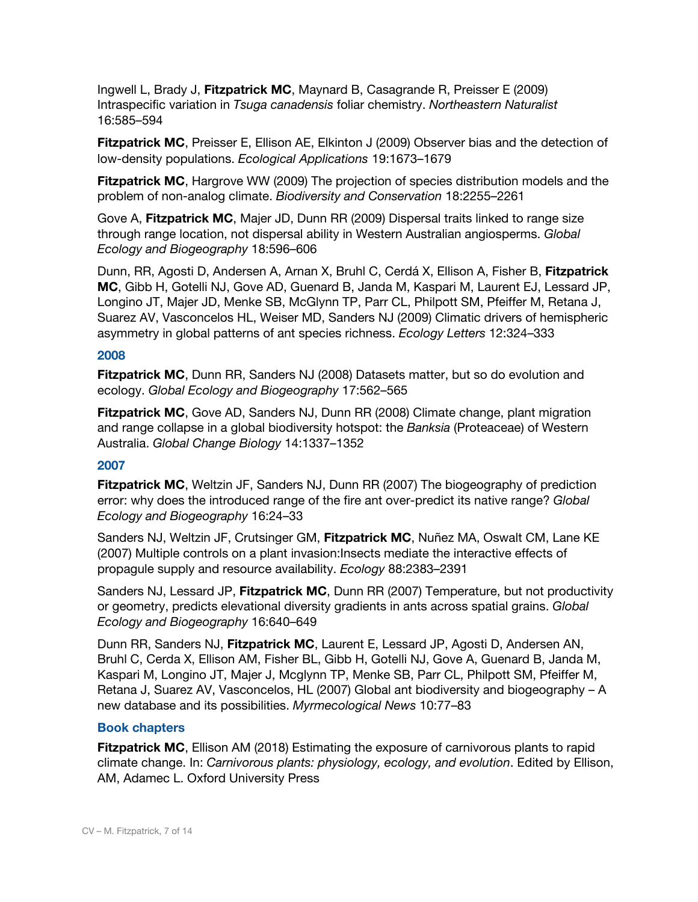Ingwell L, Brady J, **Fitzpatrick MC**, Maynard B, Casagrande R, Preisser E (2009) Intraspecific variation in *Tsuga canadensis* foliar chemistry. *Northeastern Naturalist* 16:585–594

**Fitzpatrick MC**, Preisser E, Ellison AE, Elkinton J (2009) Observer bias and the detection of low-density populations. *Ecological Applications* 19:1673–1679

**Fitzpatrick MC**, Hargrove WW (2009) The projection of species distribution models and the problem of non-analog climate. *Biodiversity and Conservation* 18:2255–2261

Gove A, **Fitzpatrick MC**, Majer JD, Dunn RR (2009) Dispersal traits linked to range size through range location, not dispersal ability in Western Australian angiosperms. *Global Ecology and Biogeography* 18:596–606

Dunn, RR, Agosti D, Andersen A, Arnan X, Bruhl C, Cerdá X, Ellison A, Fisher B, **Fitzpatrick MC**, Gibb H, Gotelli NJ, Gove AD, Guenard B, Janda M, Kaspari M, Laurent EJ, Lessard JP, Longino JT, Majer JD, Menke SB, McGlynn TP, Parr CL, Philpott SM, Pfeiffer M, Retana J, Suarez AV, Vasconcelos HL, Weiser MD, Sanders NJ (2009) Climatic drivers of hemispheric asymmetry in global patterns of ant species richness. *Ecology Letters* 12:324–333

### 2008

**Fitzpatrick MC**, Dunn RR, Sanders NJ (2008) Datasets matter, but so do evolution and ecology. *Global Ecology and Biogeography* 17:562–565

**Fitzpatrick MC**, Gove AD, Sanders NJ, Dunn RR (2008) Climate change, plant migration and range collapse in a global biodiversity hotspot: the *Banksia* (Proteaceae) of Western Australia. *Global Change Biology* 14:1337–1352

### 2007

**Fitzpatrick MC**, Weltzin JF, Sanders NJ, Dunn RR (2007) The biogeography of prediction error: why does the introduced range of the fire ant over-predict its native range? *Global Ecology and Biogeography* 16:24–33

Sanders NJ, Weltzin JF, Crutsinger GM, **Fitzpatrick MC**, Nuñez MA, Oswalt CM, Lane KE (2007) Multiple controls on a plant invasion:Insects mediate the interactive effects of propagule supply and resource availability. *Ecology* 88:2383–2391

Sanders NJ, Lessard JP, **Fitzpatrick MC**, Dunn RR (2007) Temperature, but not productivity or geometry, predicts elevational diversity gradients in ants across spatial grains. *Global Ecology and Biogeography* 16:640–649

Dunn RR, Sanders NJ, **Fitzpatrick MC**, Laurent E, Lessard JP, Agosti D, Andersen AN, Bruhl C, Cerda X, Ellison AM, Fisher BL, Gibb H, Gotelli NJ, Gove A, Guenard B, Janda M, Kaspari M, Longino JT, Majer J, Mcglynn TP, Menke SB, Parr CL, Philpott SM, Pfeiffer M, Retana J, Suarez AV, Vasconcelos, HL (2007) Global ant biodiversity and biogeography – A new database and its possibilities. *Myrmecological News* 10:77–83

### Book chapters

**Fitzpatrick MC**, Ellison AM (2018) Estimating the exposure of carnivorous plants to rapid climate change. In: *Carnivorous plants: physiology, ecology, and evolution*. Edited by Ellison, AM, Adamec L. Oxford University Press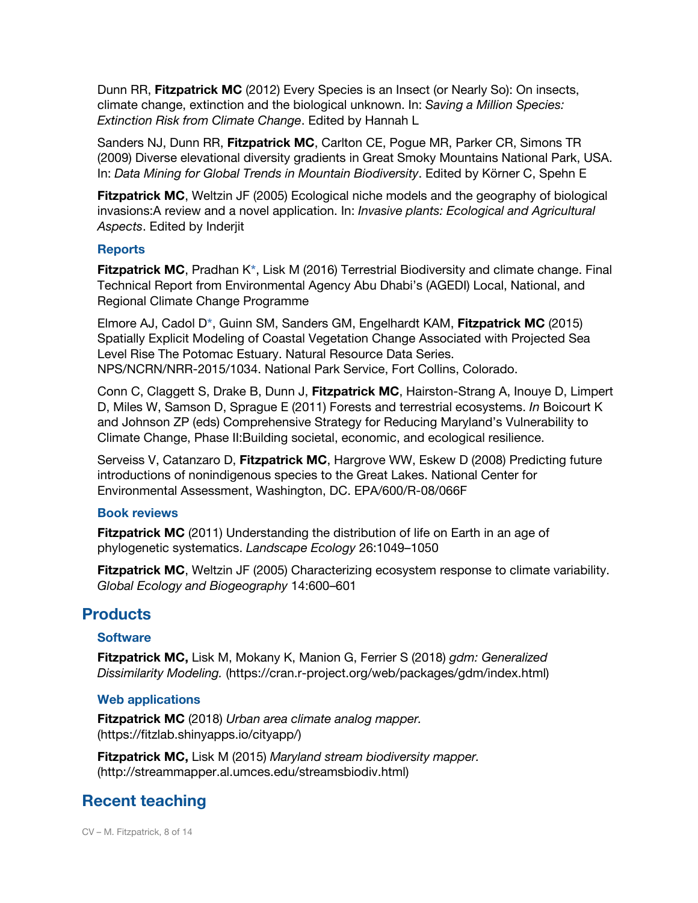Dunn RR, **Fitzpatrick MC** (2012) Every Species is an Insect (or Nearly So): On insects, climate change, extinction and the biological unknown. In: *Saving a Million Species: Extinction Risk from Climate Change*. Edited by Hannah L

Sanders NJ, Dunn RR, **Fitzpatrick MC**, Carlton CE, Pogue MR, Parker CR, Simons TR (2009) Diverse elevational diversity gradients in Great Smoky Mountains National Park, USA. In: *Data Mining for Global Trends in Mountain Biodiversity*. Edited by Körner C, Spehn E

**Fitzpatrick MC**, Weltzin JF (2005) Ecological niche models and the geography of biological invasions:A review and a novel application. In: *Invasive plants: Ecological and Agricultural Aspects*. Edited by Inderjit

### Reports

**Fitzpatrick MC**, Pradhan K*, Lisk M (2016) Terrestrial Biodiversity and climate change. Final Technical Report from Environmental Agency Abu Dhabi's (AGEDI) Local, National, and Regional Climate Change Programme

Elmore AJ, Cadol D*, Guinn SM, Sanders GM, Engelhardt KAM, **Fitzpatrick MC** (2015) Spatially Explicit Modeling of Coastal Vegetation Change Associated with Projected Sea Level Rise The Potomac Estuary. Natural Resource Data Series. NPS/NCRN/NRR-2015/1034. National Park Service, Fort Collins, Colorado.

Conn C, Claggett S, Drake B, Dunn J, **Fitzpatrick MC**, Hairston-Strang A, Inouye D, Limpert D, Miles W, Samson D, Sprague E (2011) Forests and terrestrial ecosystems. *In* Boicourt K and Johnson ZP (eds) Comprehensive Strategy for Reducing Maryland's Vulnerability to Climate Change, Phase II:Building societal, economic, and ecological resilience.

Serveiss V, Catanzaro D, **Fitzpatrick MC**, Hargrove WW, Eskew D (2008) Predicting future introductions of nonindigenous species to the Great Lakes. National Center for Environmental Assessment, Washington, DC. EPA/600/R-08/066F

### Book reviews

**Fitzpatrick MC** (2011) Understanding the distribution of life on Earth in an age of phylogenetic systematics. *Landscape Ecology* 26:1049–1050

**Fitzpatrick MC**, Weltzin JF (2005) Characterizing ecosystem response to climate variability. *Global Ecology and Biogeography* 14:600–601

## Products

### Software

**Fitzpatrick MC,** Lisk M, Mokany K, Manion G, Ferrier S (2018) *gdm: Generalized Dissimilarity Modeling.* (https://cran.r-project.org/web/packages/gdm/index.html)

### Web applications

**Fitzpatrick MC** (2018) *Urban area climate analog mapper.* (https://fitzlab.shinyapps.io/cityapp/)

**Fitzpatrick MC,** Lisk M (2015) *Maryland stream biodiversity mapper.* (http://streammapper.al.umces.edu/streamsbiodiv.html)

## Recent teaching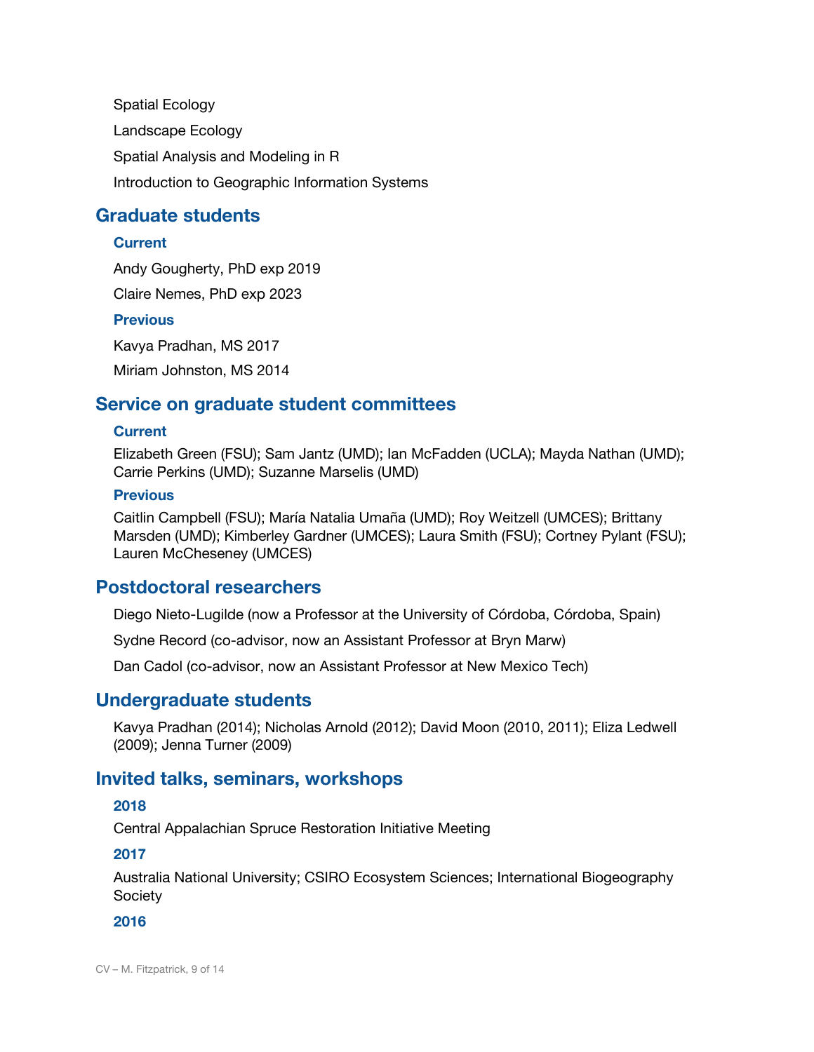Spatial Ecology

Landscape Ecology

Spatial Analysis and Modeling in R

Introduction to Geographic Information Systems

## Graduate students

### Current

Andy Gougherty, PhD exp 2019

Claire Nemes, PhD exp 2023

### Previous

Kavya Pradhan, MS 2017

Miriam Johnston, MS 2014

## Service on graduate student committees

### Current

Elizabeth Green (FSU); Sam Jantz (UMD); Ian McFadden (UCLA); Mayda Nathan (UMD); Carrie Perkins (UMD); Suzanne Marselis (UMD)

### Previous

Caitlin Campbell (FSU); María Natalia Umaña (UMD); Roy Weitzell (UMCES); Brittany Marsden (UMD); Kimberley Gardner (UMCES); Laura Smith (FSU); Cortney Pylant (FSU); Lauren McCheseney (UMCES)

## Postdoctoral researchers

Diego Nieto-Lugilde (now a Professor at the University of Córdoba, Córdoba, Spain)

Sydne Record (co-advisor, now an Assistant Professor at Bryn Marw)

Dan Cadol (co-advisor, now an Assistant Professor at New Mexico Tech)

## Undergraduate students

Kavya Pradhan (2014); Nicholas Arnold (2012); David Moon (2010, 2011); Eliza Ledwell (2009); Jenna Turner (2009)

## Invited talks, seminars, workshops

### 2018

Central Appalachian Spruce Restoration Initiative Meeting

### 2017

Australia National University; CSIRO Ecosystem Sciences; International Biogeography Society

### 2016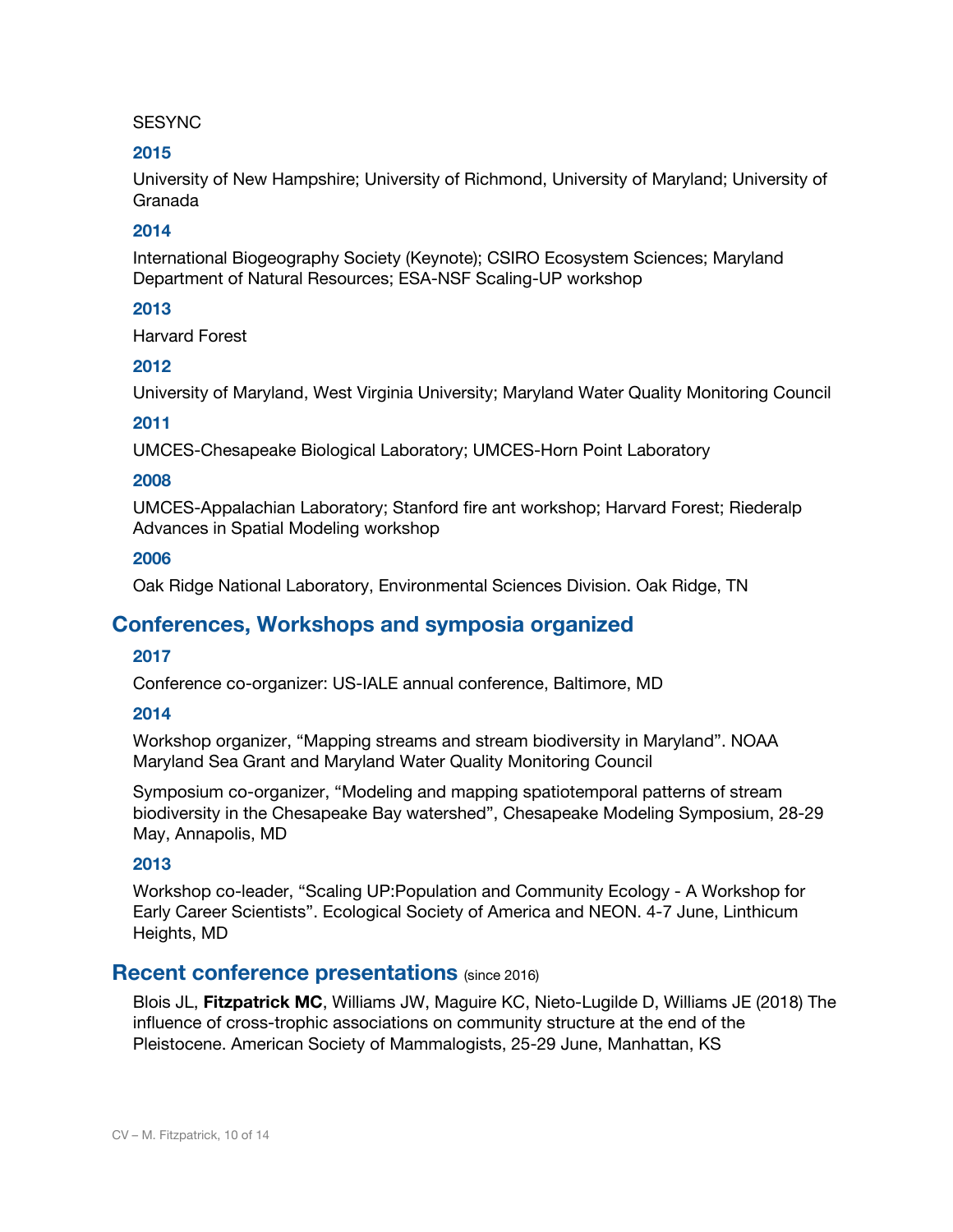SESYNC

### 2015

University of New Hampshire; University of Richmond, University of Maryland; University of Granada

### 2014

International Biogeography Society (Keynote); CSIRO Ecosystem Sciences; Maryland Department of Natural Resources; ESA-NSF Scaling-UP workshop

### 2013

Harvard Forest

### 2012

University of Maryland, West Virginia University; Maryland Water Quality Monitoring Council

### 2011

UMCES-Chesapeake Biological Laboratory; UMCES-Horn Point Laboratory

### 2008

UMCES-Appalachian Laboratory; Stanford fire ant workshop; Harvard Forest; Riederalp Advances in Spatial Modeling workshop

### 2006

Oak Ridge National Laboratory, Environmental Sciences Division. Oak Ridge, TN

## Conferences, Workshops and symposia organized

### 2017

Conference co-organizer: US-IALE annual conference, Baltimore, MD

### 2014

Workshop organizer, "Mapping streams and stream biodiversity in Maryland". NOAA Maryland Sea Grant and Maryland Water Quality Monitoring Council

Symposium co-organizer, "Modeling and mapping spatiotemporal patterns of stream biodiversity in the Chesapeake Bay watershed", Chesapeake Modeling Symposium, 28-29 May, Annapolis, MD

### 2013

Workshop co-leader, "Scaling UP:Population and Community Ecology - A Workshop for Early Career Scientists". Ecological Society of America and NEON. 4-7 June, Linthicum Heights, MD

## Recent conference presentations (since 2016)

Blois JL, **Fitzpatrick MC**, Williams JW, Maguire KC, Nieto-Lugilde D, Williams JE (2018) The influence of cross-trophic associations on community structure at the end of the Pleistocene. American Society of Mammalogists, 25-29 June, Manhattan, KS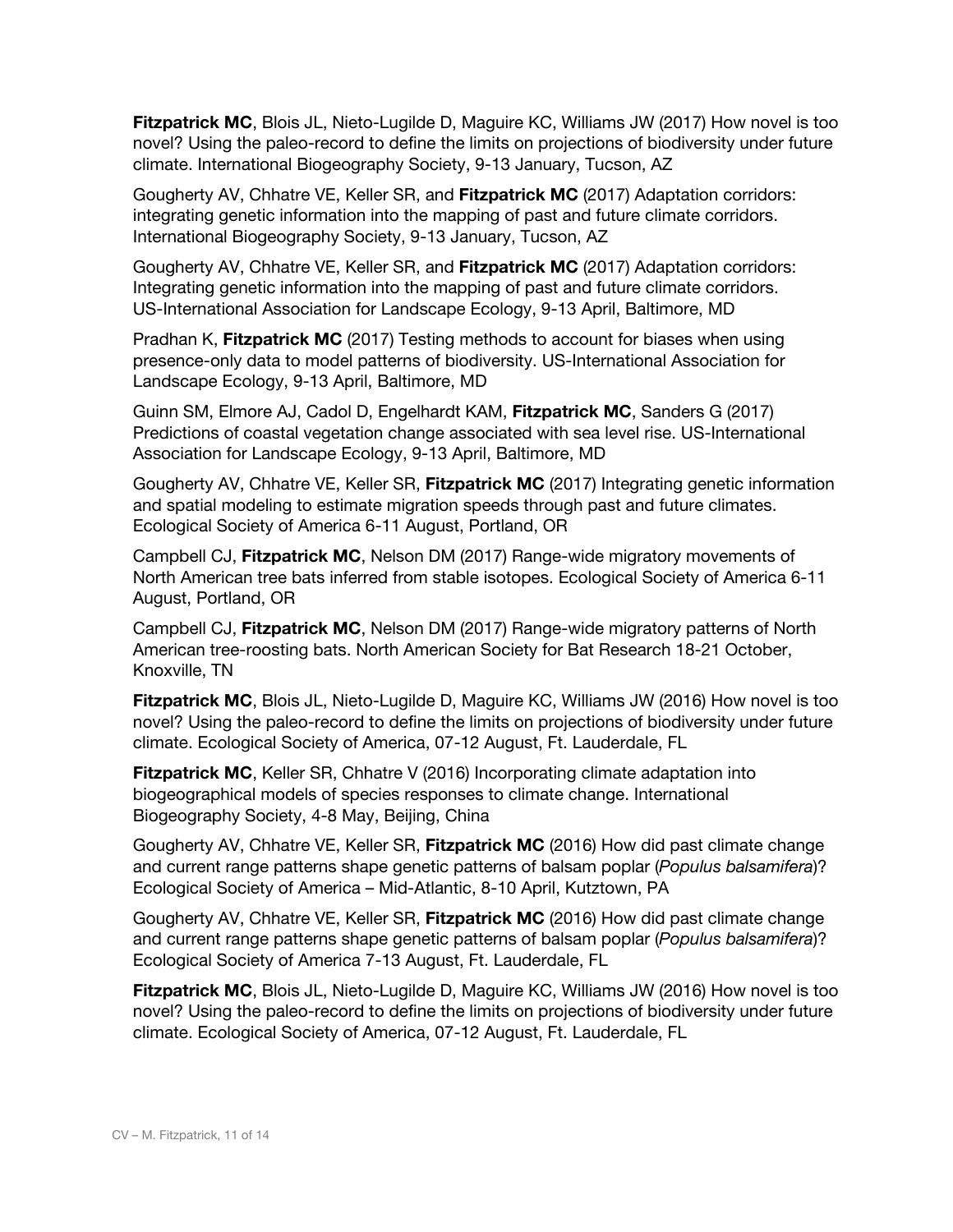**Fitzpatrick MC**, Blois JL, Nieto-Lugilde D, Maguire KC, Williams JW (2017) How novel is too novel? Using the paleo-record to define the limits on projections of biodiversity under future climate. International Biogeography Society, 9-13 January, Tucson, AZ

Gougherty AV, Chhatre VE, Keller SR, and **Fitzpatrick MC** (2017) Adaptation corridors: integrating genetic information into the mapping of past and future climate corridors. International Biogeography Society, 9-13 January, Tucson, AZ

Gougherty AV, Chhatre VE, Keller SR, and **Fitzpatrick MC** (2017) Adaptation corridors: Integrating genetic information into the mapping of past and future climate corridors. US-International Association for Landscape Ecology, 9-13 April, Baltimore, MD

Pradhan K, **Fitzpatrick MC** (2017) Testing methods to account for biases when using presence-only data to model patterns of biodiversity. US-International Association for Landscape Ecology, 9-13 April, Baltimore, MD

Guinn SM, Elmore AJ, Cadol D, Engelhardt KAM, **Fitzpatrick MC**, Sanders G (2017) Predictions of coastal vegetation change associated with sea level rise. US-International Association for Landscape Ecology, 9-13 April, Baltimore, MD

Gougherty AV, Chhatre VE, Keller SR, **Fitzpatrick MC** (2017) Integrating genetic information and spatial modeling to estimate migration speeds through past and future climates. Ecological Society of America 6-11 August, Portland, OR

Campbell CJ, **Fitzpatrick MC**, Nelson DM (2017) Range-wide migratory movements of North American tree bats inferred from stable isotopes. Ecological Society of America 6-11 August, Portland, OR

Campbell CJ, **Fitzpatrick MC**, Nelson DM (2017) Range-wide migratory patterns of North American tree-roosting bats. North American Society for Bat Research 18-21 October, Knoxville, TN

**Fitzpatrick MC**, Blois JL, Nieto-Lugilde D, Maguire KC, Williams JW (2016) How novel is too novel? Using the paleo-record to define the limits on projections of biodiversity under future climate. Ecological Society of America, 07-12 August, Ft. Lauderdale, FL

**Fitzpatrick MC**, Keller SR, Chhatre V (2016) Incorporating climate adaptation into biogeographical models of species responses to climate change. International Biogeography Society, 4-8 May, Beijing, China

Gougherty AV, Chhatre VE, Keller SR, **Fitzpatrick MC** (2016) How did past climate change and current range patterns shape genetic patterns of balsam poplar (*Populus balsamifera*)? Ecological Society of America – Mid-Atlantic, 8-10 April, Kutztown, PA

Gougherty AV, Chhatre VE, Keller SR, **Fitzpatrick MC** (2016) How did past climate change and current range patterns shape genetic patterns of balsam poplar (*Populus balsamifera*)? Ecological Society of America 7-13 August, Ft. Lauderdale, FL

**Fitzpatrick MC**, Blois JL, Nieto-Lugilde D, Maguire KC, Williams JW (2016) How novel is too novel? Using the paleo-record to define the limits on projections of biodiversity under future climate. Ecological Society of America, 07-12 August, Ft. Lauderdale, FL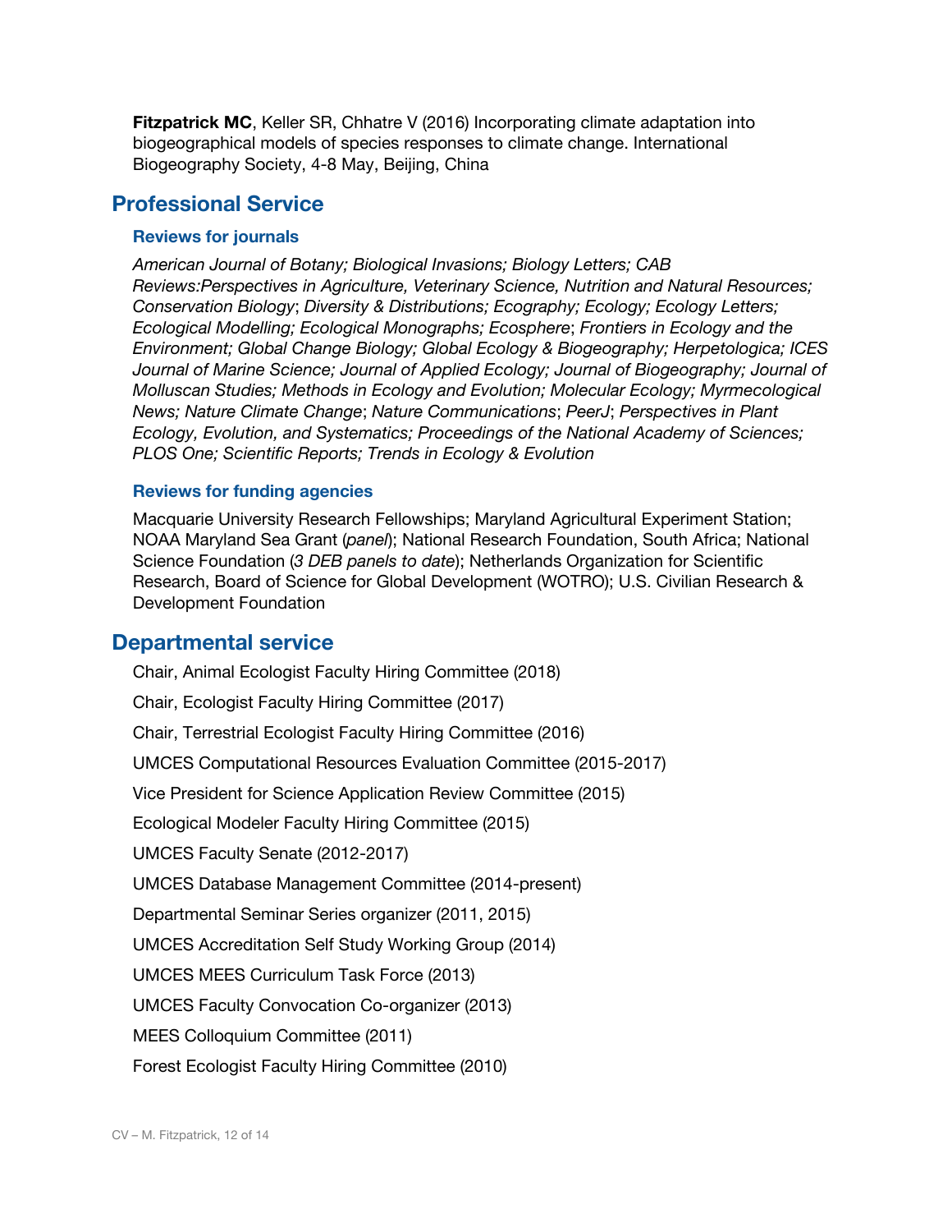**Fitzpatrick MC**, Keller SR, Chhatre V (2016) Incorporating climate adaptation into biogeographical models of species responses to climate change. International Biogeography Society, 4-8 May, Beijing, China

## Professional Service

### Reviews for journals

*American Journal of Botany; Biological Invasions; Biology Letters; CAB Reviews:Perspectives in Agriculture, Veterinary Science, Nutrition and Natural Resources; Conservation Biology*; *Diversity & Distributions; Ecography; Ecology; Ecology Letters; Ecological Modelling; Ecological Monographs; Ecosphere*; *Frontiers in Ecology and the Environment; Global Change Biology; Global Ecology & Biogeography; Herpetologica; ICES Journal of Marine Science; Journal of Applied Ecology; Journal of Biogeography; Journal of Molluscan Studies; Methods in Ecology and Evolution; Molecular Ecology; Myrmecological News; Nature Climate Change*; *Nature Communications*; *PeerJ*; *Perspectives in Plant Ecology, Evolution, and Systematics; Proceedings of the National Academy of Sciences; PLOS One; Scientific Reports; Trends in Ecology & Evolution*

### Reviews for funding agencies

Macquarie University Research Fellowships; Maryland Agricultural Experiment Station; NOAA Maryland Sea Grant (*panel*); National Research Foundation, South Africa; National Science Foundation (*3 DEB panels to date*); Netherlands Organization for Scientific Research, Board of Science for Global Development (WOTRO); U.S. Civilian Research & Development Foundation

## Departmental service

Chair, Animal Ecologist Faculty Hiring Committee (2018)

Chair, Ecologist Faculty Hiring Committee (2017)

Chair, Terrestrial Ecologist Faculty Hiring Committee (2016)

UMCES Computational Resources Evaluation Committee (2015-2017)

Vice President for Science Application Review Committee (2015)

Ecological Modeler Faculty Hiring Committee (2015)

UMCES Faculty Senate (2012-2017)

UMCES Database Management Committee (2014-present)

Departmental Seminar Series organizer (2011, 2015)

UMCES Accreditation Self Study Working Group (2014)

UMCES MEES Curriculum Task Force (2013)

UMCES Faculty Convocation Co-organizer (2013)

MEES Colloquium Committee (2011)

Forest Ecologist Faculty Hiring Committee (2010)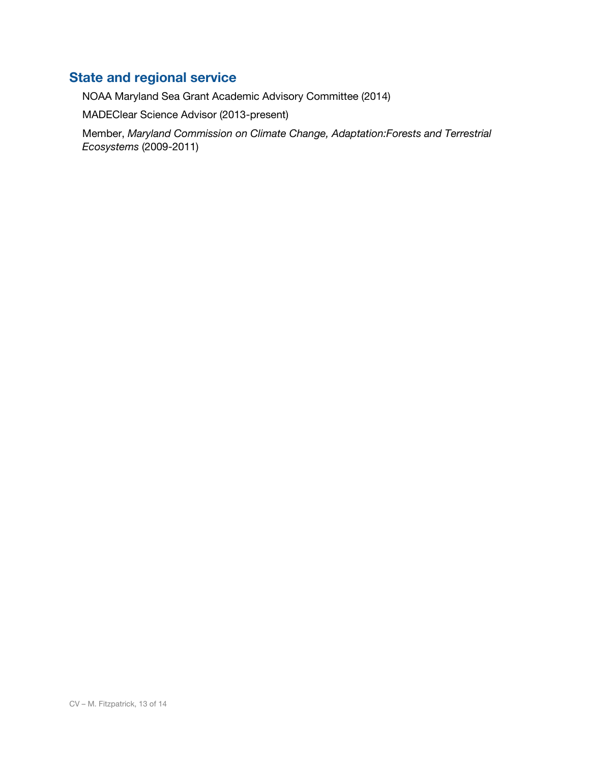## State and regional service

NOAA Maryland Sea Grant Academic Advisory Committee (2014)

MADEClear Science Advisor (2013-present)

Member, *Maryland Commission on Climate Change, Adaptation:Forests and Terrestrial Ecosystems* (2009-2011)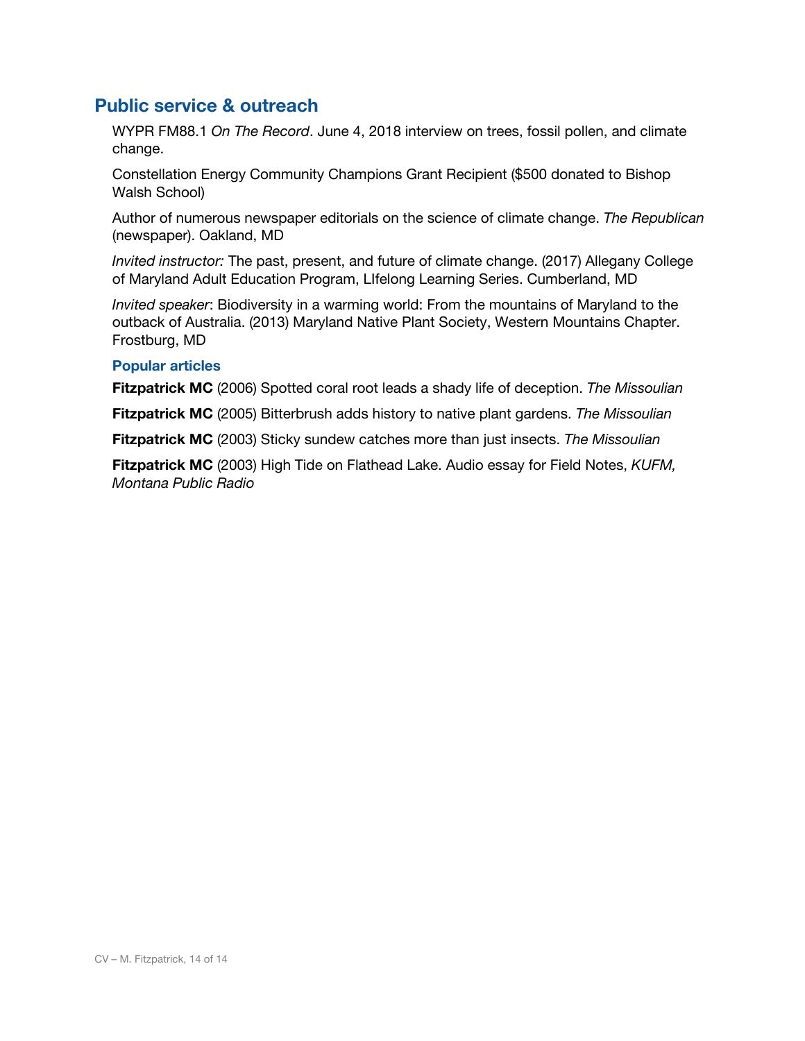## Public service & outreach

WYPR FM88.1 *On The Record*. June 4, 2018 interview on trees, fossil pollen, and climate change.

Constellation Energy Community Champions Grant Recipient ($500 donated to Bishop Walsh School)

Author of numerous newspaper editorials on the science of climate change. *The Republican* (newspaper). Oakland, MD

*Invited instructor:* The past, present, and future of climate change. (2017) Allegany College of Maryland Adult Education Program, LIfelong Learning Series. Cumberland, MD

*Invited speaker*: Biodiversity in a warming world: From the mountains of Maryland to the outback of Australia. (2013) Maryland Native Plant Society, Western Mountains Chapter. Frostburg, MD

### Popular articles

**Fitzpatrick MC** (2006) Spotted coral root leads a shady life of deception. *The Missoulian*

**Fitzpatrick MC** (2005) Bitterbrush adds history to native plant gardens. *The Missoulian*

**Fitzpatrick MC** (2003) Sticky sundew catches more than just insects. *The Missoulian*

**Fitzpatrick MC** (2003) High Tide on Flathead Lake. Audio essay for Field Notes, *KUFM, Montana Public Radio*